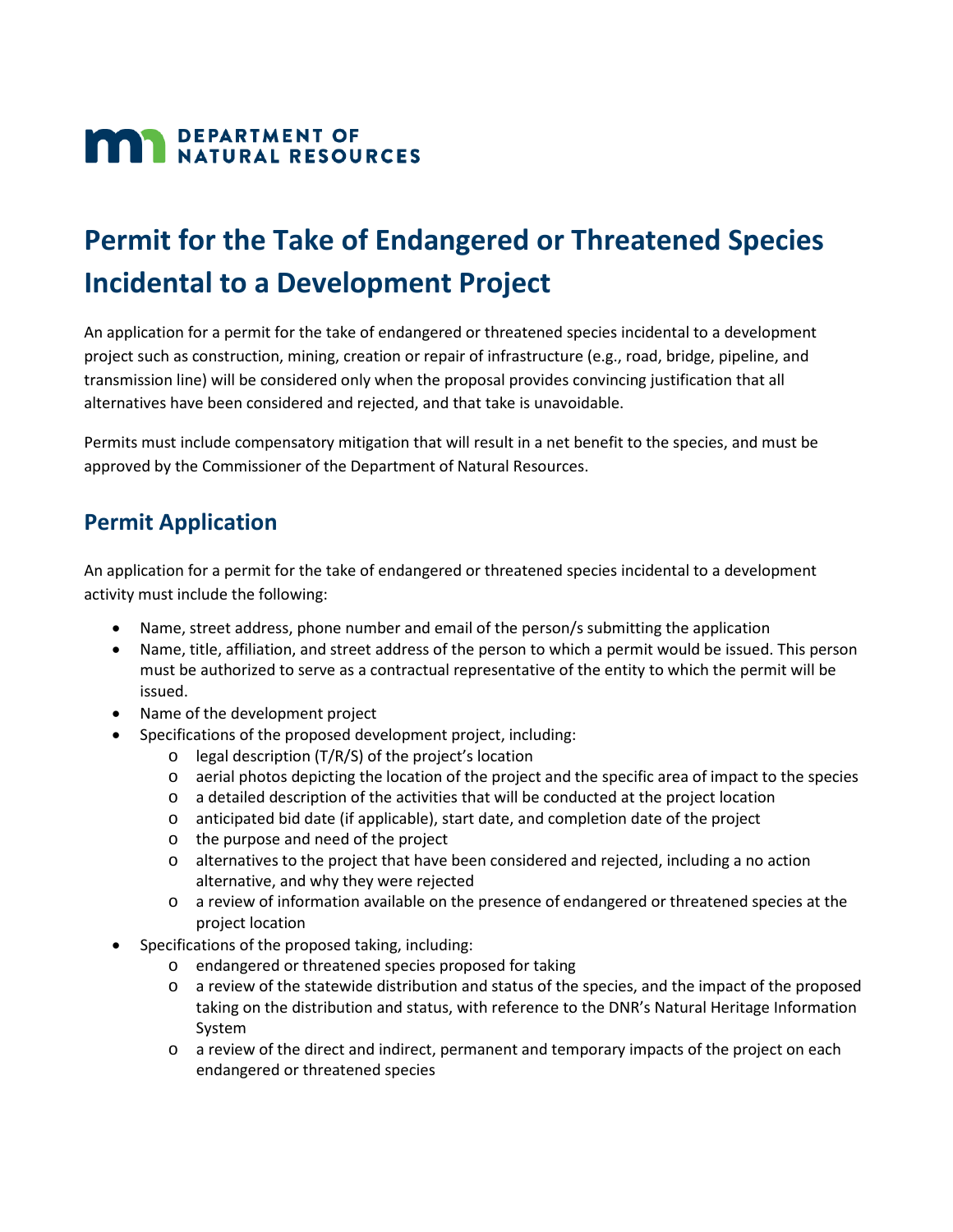**DEPARTMENT OF NATURAL RESOURCES**

# Permit for the Take of Endangered or Threatened Species Incidental to a Development Project

An application for a permit for the take of endangered or threatened species incidental to a development project such as construction, mining, creation or repair of infrastructure (e.g., road, bridge, pipeline, and transmission line) will be considered only when the proposal provides convincing justification that all alternatives have been considered and rejected, and that take is unavoidable.

Permits must include compensatory mitigation that will result in a net benefit to the species, and must be approved by the Commissioner of the Department of Natural Resources.

## Permit Application

An application for a permit for the take of endangered or threatened species incidental to a development activity must include the following:

- Name, street address, phone number and email of the person/s submitting the application
- Name, title, affiliation, and street address of the person to which a permit would be issued. This person must be authorized to serve as a contractual representative of the entity to which the permit will be issued.
- Name of the development project
- Specifications of the proposed development project, including:
    - legal description (T/R/S) of the project's location
    - aerial photos depicting the location of the project and the specific area of impact to the species
    - a detailed description of the activities that will be conducted at the project location
    - anticipated bid date (if applicable), start date, and completion date of the project
    - the purpose and need of the project
    - alternatives to the project that have been considered and rejected, including a no action alternative, and why they were rejected
    - a review of information available on the presence of endangered or threatened species at the project location
- Specifications of the proposed taking, including:
    - endangered or threatened species proposed for taking
    - a review of the statewide distribution and status of the species, and the impact of the proposed taking on the distribution and status, with reference to the DNR's Natural Heritage Information System
    - a review of the direct and indirect, permanent and temporary impacts of the project on each endangered or threatened species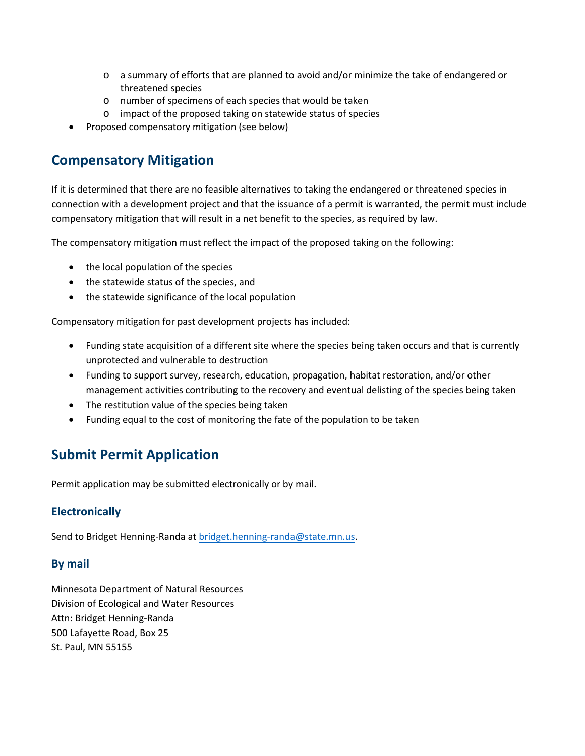- a summary of efforts that are planned to avoid and/or minimize the take of endangered or threatened species
  - number of specimens of each species that would be taken
  - impact of the proposed taking on statewide status of species
- Proposed compensatory mitigation (see below)

## Compensatory Mitigation

If it is determined that there are no feasible alternatives to taking the endangered or threatened species in connection with a development project and that the issuance of a permit is warranted, the permit must include compensatory mitigation that will result in a net benefit to the species, as required by law.

The compensatory mitigation must reflect the impact of the proposed taking on the following:

- the local population of the species
- the statewide status of the species, and
- the statewide significance of the local population

Compensatory mitigation for past development projects has included:

- Funding state acquisition of a different site where the species being taken occurs and that is currently unprotected and vulnerable to destruction
- Funding to support survey, research, education, propagation, habitat restoration, and/or other management activities contributing to the recovery and eventual delisting of the species being taken
- The restitution value of the species being taken
- Funding equal to the cost of monitoring the fate of the population to be taken

## Submit Permit Application

Permit application may be submitted electronically or by mail.

### Electronically

Send to Bridget Henning-Randa at bridget.henning-randa@state.mn.us.

### By mail

Minnesota Department of Natural Resources
Division of Ecological and Water Resources
Attn: Bridget Henning-Randa
500 Lafayette Road, Box 25
St. Paul, MN 55155